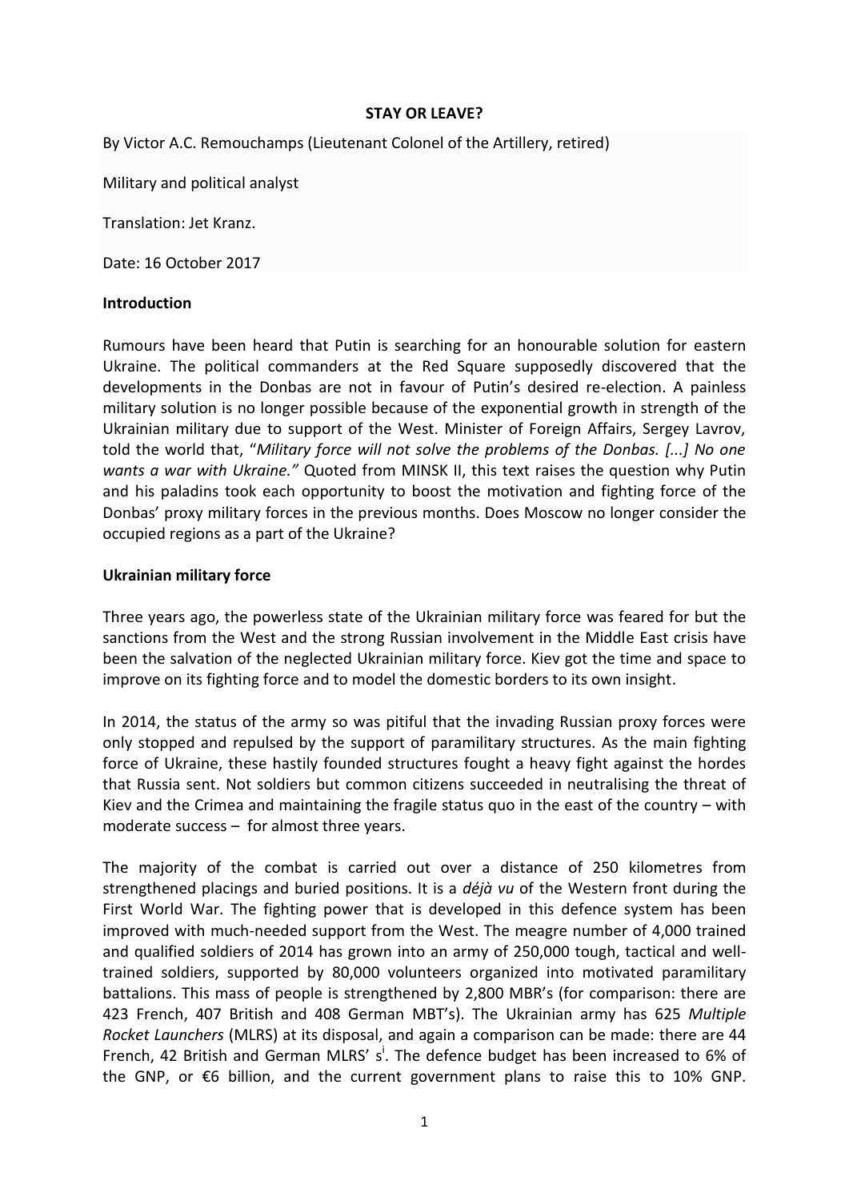**STAY OR LEAVE?**

By Victor A.C. Remouchamps (Lieutenant Colonel of the Artillery, retired)

Military and political analyst

Translation: Jet Kranz.

Date: 16 October 2017

**Introduction**

Rumours have been heard that Putin is searching for an honourable solution for eastern Ukraine. The political commanders at the Red Square supposedly discovered that the developments in the Donbas are not in favour of Putin's desired re-election. A painless military solution is no longer possible because of the exponential growth in strength of the Ukrainian military due to support of the West. Minister of Foreign Affairs, Sergey Lavrov, told the world that, "*Military force will not solve the problems of the Donbas. [...] No one wants a war with Ukraine.*" Quoted from MINSK II, this text raises the question why Putin and his paladins took each opportunity to boost the motivation and fighting force of the Donbas' proxy military forces in the previous months. Does Moscow no longer consider the occupied regions as a part of the Ukraine?

**Ukrainian military force**

Three years ago, the powerless state of the Ukrainian military force was feared for but the sanctions from the West and the strong Russian involvement in the Middle East crisis have been the salvation of the neglected Ukrainian military force. Kiev got the time and space to improve on its fighting force and to model the domestic borders to its own insight.

In 2014, the status of the army so was pitiful that the invading Russian proxy forces were only stopped and repulsed by the support of paramilitary structures. As the main fighting force of Ukraine, these hastily founded structures fought a heavy fight against the hordes that Russia sent. Not soldiers but common citizens succeeded in neutralising the threat of Kiev and the Crimea and maintaining the fragile status quo in the east of the country – with moderate success – for almost three years.

The majority of the combat is carried out over a distance of 250 kilometres from strengthened placings and buried positions. It is a *déjà vu* of the Western front during the First World War. The fighting power that is developed in this defence system has been improved with much-needed support from the West. The meagre number of 4,000 trained and qualified soldiers of 2014 has grown into an army of 250,000 tough, tactical and well-trained soldiers, supported by 80,000 volunteers organized into motivated paramilitary battalions. This mass of people is strengthened by 2,800 MBR's (for comparison: there are 423 French, 407 British and 408 German MBT's). The Ukrainian army has 625 *Multiple Rocket Launchers* (MLRS) at its disposal, and again a comparison can be made: there are 44 French, 42 British and German MLRS' s[i]. The defence budget has been increased to 6% of the GNP, or €6 billion, and the current government plans to raise this to 10% GNP.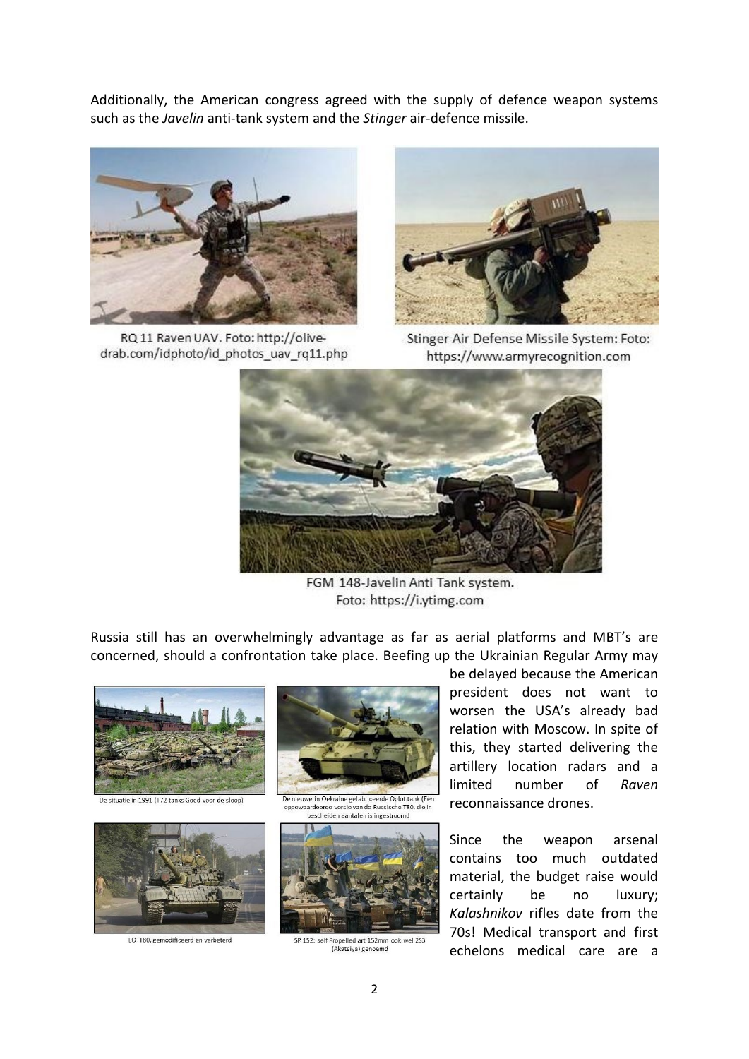Additionally, the American congress agreed with the supply of defence weapon systems such as the *Javelin* anti-tank system and the *Stinger* air-defence missile.

RQ 11 Raven UAV. Foto: http://olive-drab.com/idphoto/id_photos_uav_rq11.php

Stinger Air Defense Missile System: Foto: https://www.armyrecognition.com

FGM 148-Javelin Anti Tank system. Foto: https://i.ytimg.com

Russia still has an overwhelmingly advantage as far as aerial platforms and MBT's are concerned, should a confrontation take place. Beefing up the Ukrainian Regular Army may be delayed because the American president does not want to worsen the USA's already bad relation with Moscow. In spite of this, they started delivering the artillery location radars and a limited number of *Raven* reconnaissance drones.

De situatie in 1991 (T72 tanks Goed voor de sloop)

De nieuwe in Oekraïne gefabriceerde Oplot tank (Een opgewaardeerde versie van de Russische T80, die in bescheiden aantalen is ingestroomd

LO T80, gemodificeerd en verbeterd

SP 152: self Propelled art 152mm ook wel 2S3 (Akatsiya) genoemd

Since the weapon arsenal contains too much outdated material, the budget raise would certainly be no luxury; *Kalashnikov* rifles date from the 70s! Medical transport and first echelons medical care are a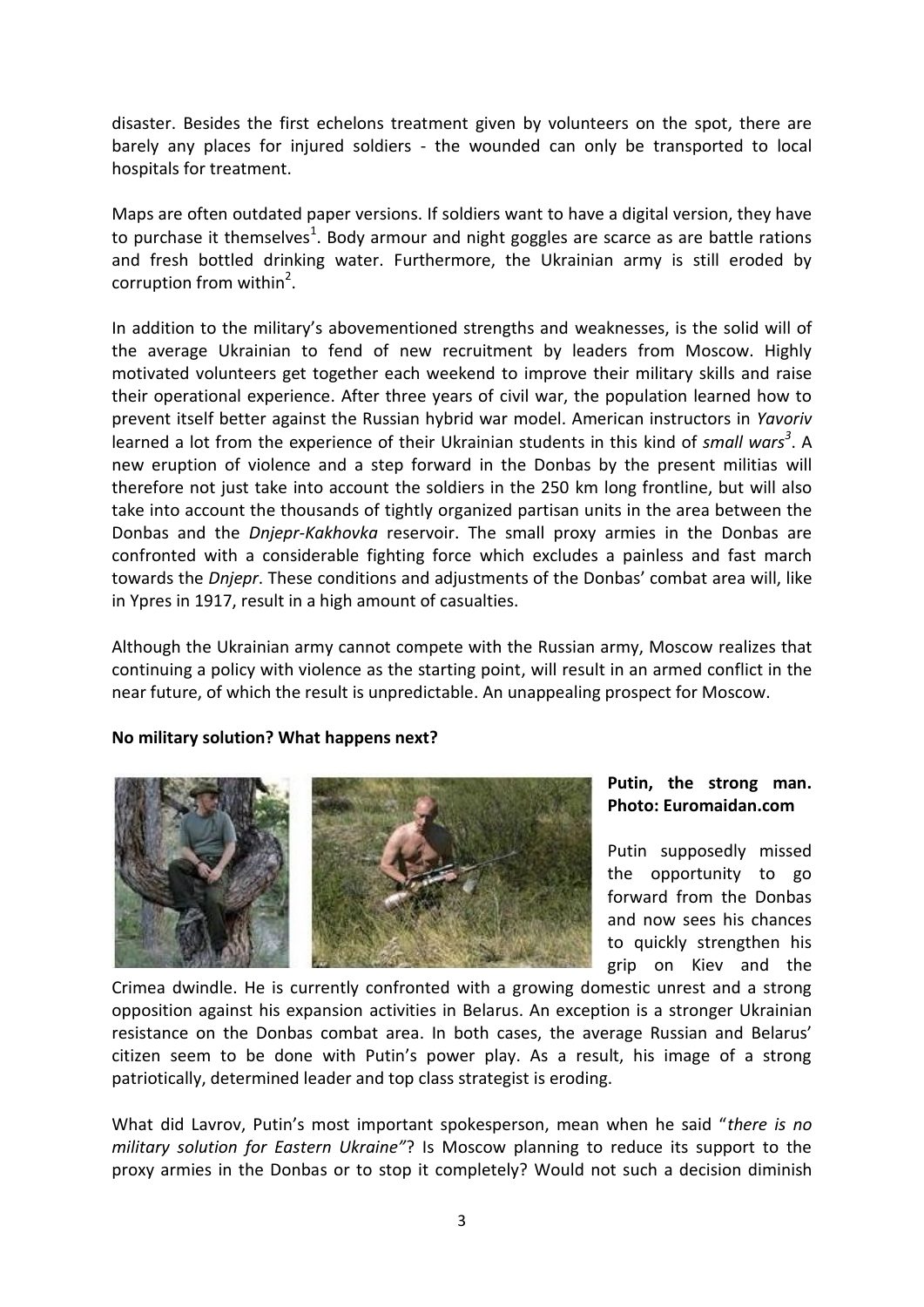disaster. Besides the first echelons treatment given by volunteers on the spot, there are barely any places for injured soldiers - the wounded can only be transported to local hospitals for treatment.

Maps are often outdated paper versions. If soldiers want to have a digital version, they have to purchase it themselves[1]. Body armour and night goggles are scarce as are battle rations and fresh bottled drinking water. Furthermore, the Ukrainian army is still eroded by corruption from within[2].

In addition to the military's abovementioned strengths and weaknesses, is the solid will of the average Ukrainian to fend of new recruitment by leaders from Moscow. Highly motivated volunteers get together each weekend to improve their military skills and raise their operational experience. After three years of civil war, the population learned how to prevent itself better against the Russian hybrid war model. American instructors in *Yavoriv* learned a lot from the experience of their Ukrainian students in this kind of *small wars*[3]. A new eruption of violence and a step forward in the Donbas by the present militias will therefore not just take into account the soldiers in the 250 km long frontline, but will also take into account the thousands of tightly organized partisan units in the area between the Donbas and the *Dnjepr-Kakhovka* reservoir. The small proxy armies in the Donbas are confronted with a considerable fighting force which excludes a painless and fast march towards the *Dnjepr*. These conditions and adjustments of the Donbas' combat area will, like in Ypres in 1917, result in a high amount of casualties.

Although the Ukrainian army cannot compete with the Russian army, Moscow realizes that continuing a policy with violence as the starting point, will result in an armed conflict in the near future, of which the result is unpredictable. An unappealing prospect for Moscow.

**No military solution? What happens next?**

**Putin, the strong man. Photo: Euromaidan.com**

Putin supposedly missed the opportunity to go forward from the Donbas and now sees his chances to quickly strengthen his grip on Kiev and the Crimea dwindle. He is currently confronted with a growing domestic unrest and a strong opposition against his expansion activities in Belarus. An exception is a stronger Ukrainian resistance on the Donbas combat area. In both cases, the average Russian and Belarus' citizen seem to be done with Putin's power play. As a result, his image of a strong patriotically, determined leader and top class strategist is eroding.

What did Lavrov, Putin's most important spokesperson, mean when he said "*there is no military solution for Eastern Ukraine"*? Is Moscow planning to reduce its support to the proxy armies in the Donbas or to stop it completely? Would not such a decision diminish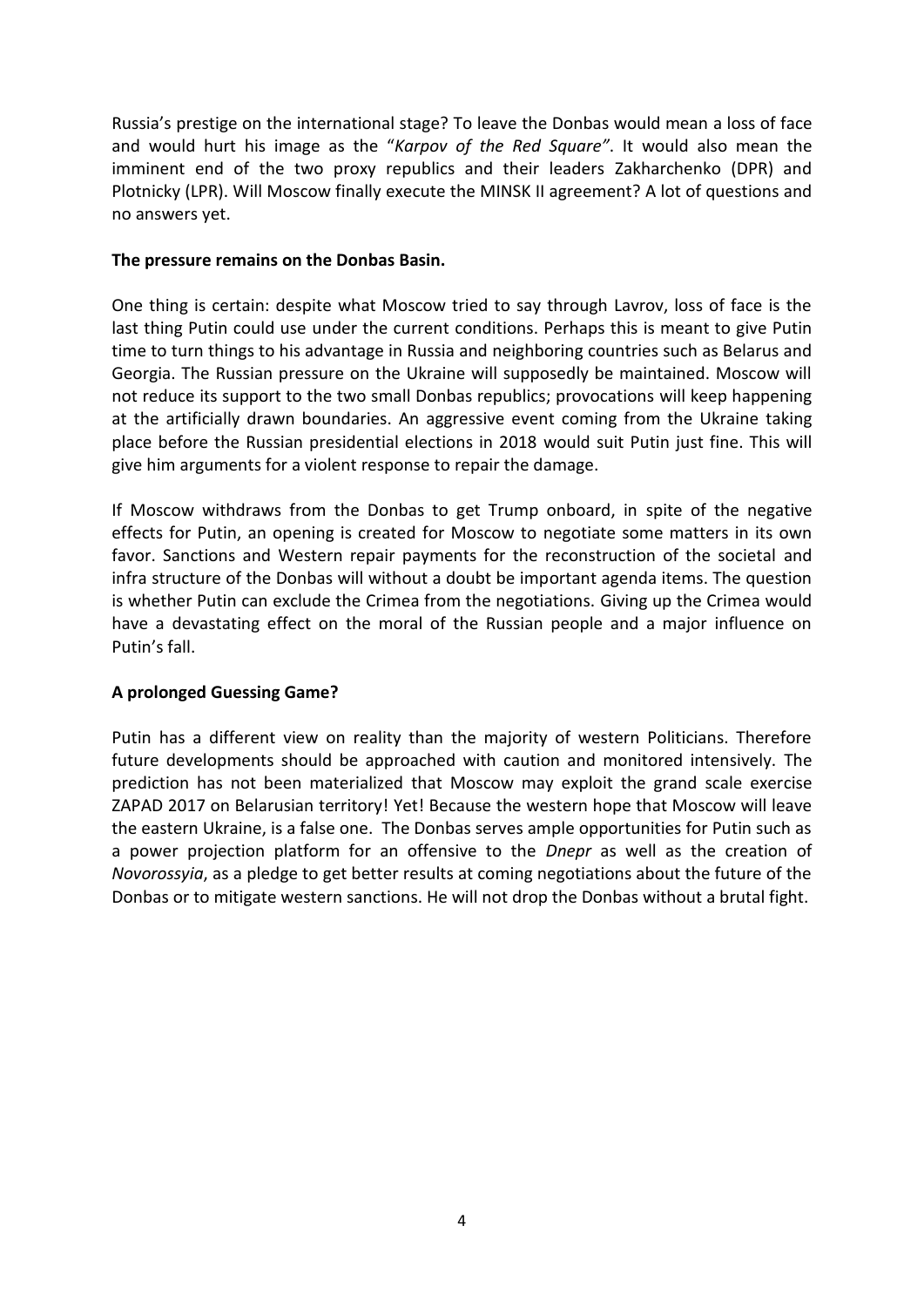Russia's prestige on the international stage? To leave the Donbas would mean a loss of face and would hurt his image as the "*Karpov of the Red Square"*. It would also mean the imminent end of the two proxy republics and their leaders Zakharchenko (DPR) and Plotnicky (LPR). Will Moscow finally execute the MINSK II agreement? A lot of questions and no answers yet.

**The pressure remains on the Donbas Basin.**

One thing is certain: despite what Moscow tried to say through Lavrov, loss of face is the last thing Putin could use under the current conditions. Perhaps this is meant to give Putin time to turn things to his advantage in Russia and neighboring countries such as Belarus and Georgia. The Russian pressure on the Ukraine will supposedly be maintained. Moscow will not reduce its support to the two small Donbas republics; provocations will keep happening at the artificially drawn boundaries. An aggressive event coming from the Ukraine taking place before the Russian presidential elections in 2018 would suit Putin just fine. This will give him arguments for a violent response to repair the damage.

If Moscow withdraws from the Donbas to get Trump onboard, in spite of the negative effects for Putin, an opening is created for Moscow to negotiate some matters in its own favor. Sanctions and Western repair payments for the reconstruction of the societal and infra structure of the Donbas will without a doubt be important agenda items. The question is whether Putin can exclude the Crimea from the negotiations. Giving up the Crimea would have a devastating effect on the moral of the Russian people and a major influence on Putin's fall.

**A prolonged Guessing Game?**

Putin has a different view on reality than the majority of western Politicians. Therefore future developments should be approached with caution and monitored intensively. The prediction has not been materialized that Moscow may exploit the grand scale exercise ZAPAD 2017 on Belarusian territory! Yet! Because the western hope that Moscow will leave the eastern Ukraine, is a false one. The Donbas serves ample opportunities for Putin such as a power projection platform for an offensive to the *Dnepr* as well as the creation of *Novorossyia*, as a pledge to get better results at coming negotiations about the future of the Donbas or to mitigate western sanctions. He will not drop the Donbas without a brutal fight.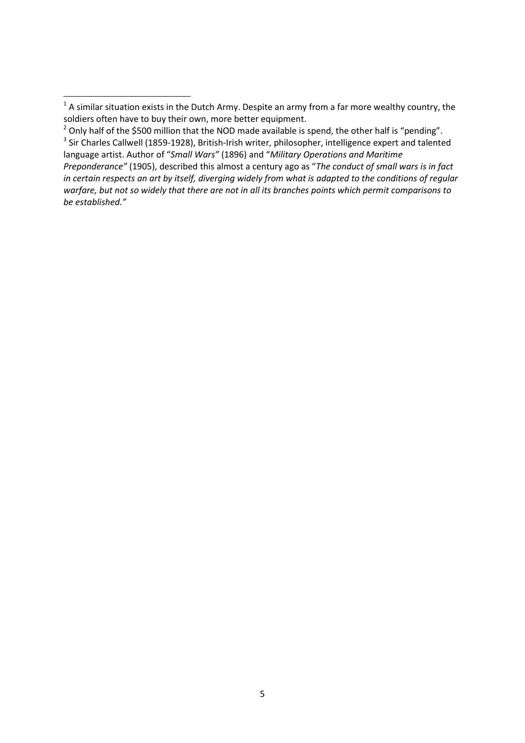[1] A similar situation exists in the Dutch Army. Despite an army from a far more wealthy country, the soldiers often have to buy their own, more better equipment.

[2] Only half of the $500 million that the NOD made available is spend, the other half is "pending".

[3] Sir Charles Callwell (1859-1928), British-Irish writer, philosopher, intelligence expert and talented language artist. Author of "*Small Wars"* (1896) and "*Military Operations and Maritime Preponderance"* (1905), described this almost a century ago as "*The conduct of small wars is in fact in certain respects an art by itself, diverging widely from what is adapted to the conditions of regular warfare, but not so widely that there are not in all its branches points which permit comparisons to be established."*